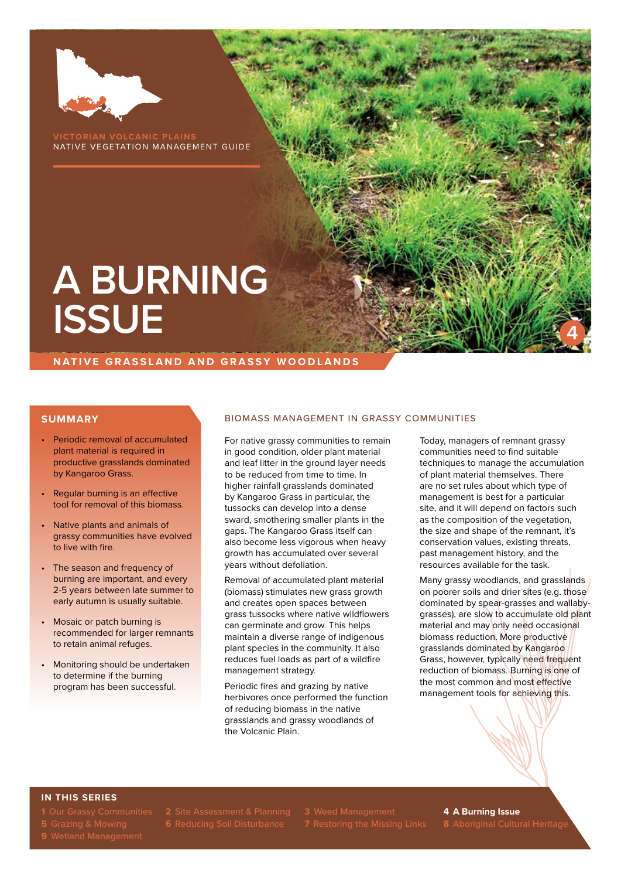VICTORIAN VOLCANIC PLAINS
NATIVE VEGETATION MANAGEMENT GUIDE

# A BURNING ISSUE

4

NATIVE GRASSLAND AND GRASSY WOODLANDS

## SUMMARY

- Periodic removal of accumulated plant material is required in productive grasslands dominated by Kangaroo Grass.
- Regular burning is an effective tool for removal of this biomass.
- Native plants and animals of grassy communities have evolved to live with fire.
- The season and frequency of burning are important, and every 2-5 years between late summer to early autumn is usually suitable.
- Mosaic or patch burning is recommended for larger remnants to retain animal refuges.
- Monitoring should be undertaken to determine if the burning program has been successful.

## BIOMASS MANAGEMENT IN GRASSY COMMUNITIES

For native grassy communities to remain in good condition, older plant material and leaf litter in the ground layer needs to be reduced from time to time. In higher rainfall grasslands dominated by Kangaroo Grass in particular, the tussocks can develop into a dense sward, smothering smaller plants in the gaps. The Kangaroo Grass itself can also become less vigorous when heavy growth has accumulated over several years without defoliation.

Removal of accumulated plant material (biomass) stimulates new grass growth and creates open spaces between grass tussocks where native wildflowers can germinate and grow. This helps maintain a diverse range of indigenous plant species in the community. It also reduces fuel loads as part of a wildfire management strategy.

Periodic fires and grazing by native herbivores once performed the function of reducing biomass in the native grasslands and grassy woodlands of the Volcanic Plain.

Today, managers of remnant grassy communities need to find suitable techniques to manage the accumulation of plant material themselves. There are no set rules about which type of management is best for a particular site, and it will depend on factors such as the composition of the vegetation, the size and shape of the remnant, it's conservation values, existing threats, past management history, and the resources available for the task.

Many grassy woodlands, and grasslands on poorer soils and drier sites (e.g. those dominated by spear-grasses and wallaby-grasses), are slow to accumulate old plant material and may only need occasional biomass reduction. More productive grasslands dominated by Kangaroo Grass, however, typically need frequent reduction of biomass. Burning is one of the most common and most effective management tools for achieving this.

### IN THIS SERIES

1 Our Grassy Communities
2 Site Assessment & Planning
3 Weed Management
**4 A Burning Issue**
5 Grazing & Mowing
6 Reducing Soil Disturbance
7 Restoring the Missing Links
8 Aboriginal Cultural Heritage
9 Wetland Management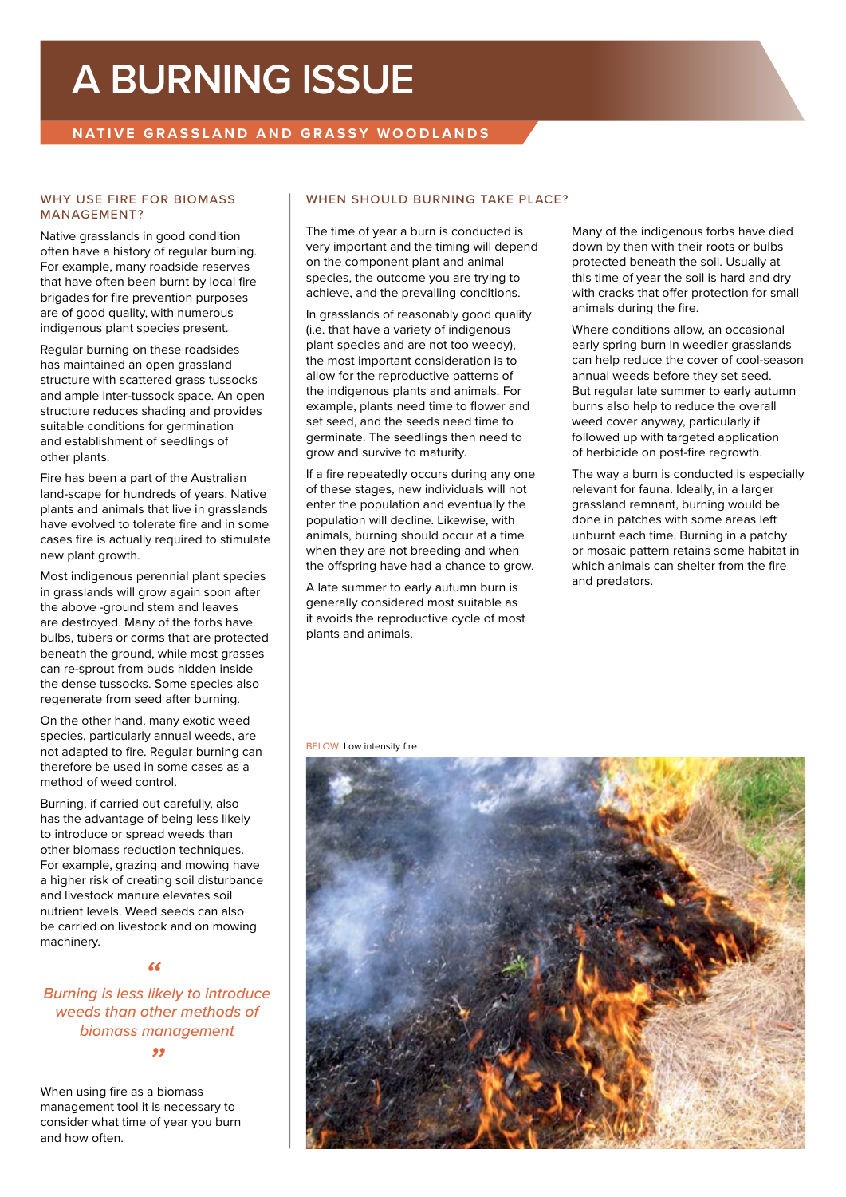# A BURNING ISSUE

## NATIVE GRASSLAND AND GRASSY WOODLANDS

### WHY USE FIRE FOR BIOMASS MANAGEMENT?

Native grasslands in good condition often have a history of regular burning. For example, many roadside reserves that have often been burnt by local fire brigades for fire prevention purposes are of good quality, with numerous indigenous plant species present.

Regular burning on these roadsides has maintained an open grassland structure with scattered grass tussocks and ample inter-tussock space. An open structure reduces shading and provides suitable conditions for germination and establishment of seedlings of other plants.

Fire has been a part of the Australian land-scape for hundreds of years. Native plants and animals that live in grasslands have evolved to tolerate fire and in some cases fire is actually required to stimulate new plant growth.

Most indigenous perennial plant species in grasslands will grow again soon after the above -ground stem and leaves are destroyed. Many of the forbs have bulbs, tubers or corms that are protected beneath the ground, while most grasses can re-sprout from buds hidden inside the dense tussocks. Some species also regenerate from seed after burning.

On the other hand, many exotic weed species, particularly annual weeds, are not adapted to fire. Regular burning can therefore be used in some cases as a method of weed control.

Burning, if carried out carefully, also has the advantage of being less likely to introduce or spread weeds than other biomass reduction techniques. For example, grazing and mowing have a higher risk of creating soil disturbance and livestock manure elevates soil nutrient levels. Weed seeds can also be carried on livestock and on mowing machinery.

> *"Burning is less likely to introduce weeds than other methods of biomass management"*

When using fire as a biomass management tool it is necessary to consider what time of year you burn and how often.

### WHEN SHOULD BURNING TAKE PLACE?

The time of year a burn is conducted is very important and the timing will depend on the component plant and animal species, the outcome you are trying to achieve, and the prevailing conditions.

In grasslands of reasonably good quality (i.e. that have a variety of indigenous plant species and are not too weedy), the most important consideration is to allow for the reproductive patterns of the indigenous plants and animals. For example, plants need time to flower and set seed, and the seeds need time to germinate. The seedlings then need to grow and survive to maturity.

If a fire repeatedly occurs during any one of these stages, new individuals will not enter the population and eventually the population will decline. Likewise, with animals, burning should occur at a time when they are not breeding and when the offspring have had a chance to grow.

A late summer to early autumn burn is generally considered most suitable as it avoids the reproductive cycle of most plants and animals.

Many of the indigenous forbs have died down by then with their roots or bulbs protected beneath the soil. Usually at this time of year the soil is hard and dry with cracks that offer protection for small animals during the fire.

Where conditions allow, an occasional early spring burn in weedier grasslands can help reduce the cover of cool-season annual weeds before they set seed. But regular late summer to early autumn burns also help to reduce the overall weed cover anyway, particularly if followed up with targeted application of herbicide on post-fire regrowth.

The way a burn is conducted is especially relevant for fauna. Ideally, in a larger grassland remnant, burning would be done in patches with some areas left unburnt each time. Burning in a patchy or mosaic pattern retains some habitat in which animals can shelter from the fire and predators.

BELOW: Low intensity fire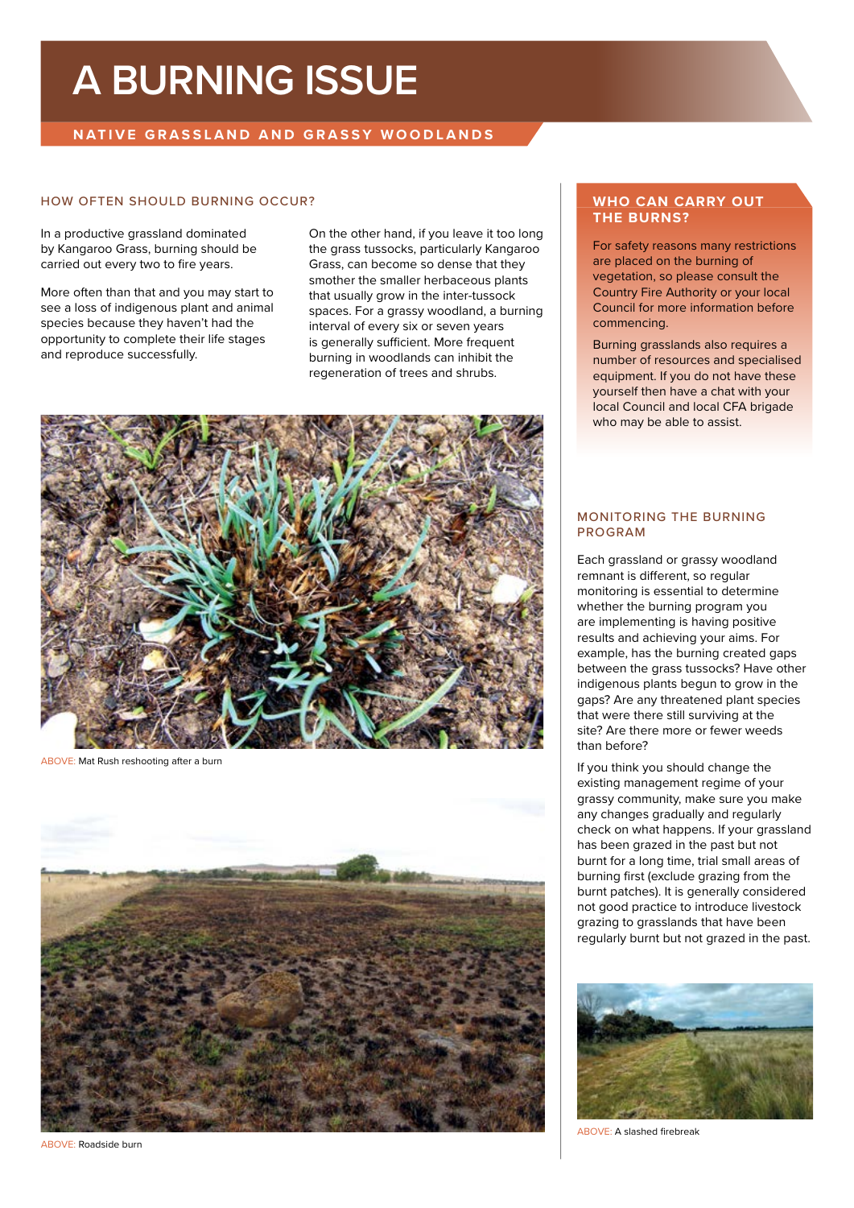# A BURNING ISSUE

## NATIVE GRASSLAND AND GRASSY WOODLANDS

### HOW OFTEN SHOULD BURNING OCCUR?

In a productive grassland dominated by Kangaroo Grass, burning should be carried out every two to fire years.

More often than that and you may start to see a loss of indigenous plant and animal species because they haven't had the opportunity to complete their life stages and reproduce successfully.

On the other hand, if you leave it too long the grass tussocks, particularly Kangaroo Grass, can become so dense that they smother the smaller herbaceous plants that usually grow in the inter-tussock spaces. For a grassy woodland, a burning interval of every six or seven years is generally sufficient. More frequent burning in woodlands can inhibit the regeneration of trees and shrubs.

ABOVE: Mat Rush reshooting after a burn

ABOVE: Roadside burn

### WHO CAN CARRY OUT THE BURNS?

For safety reasons many restrictions are placed on the burning of vegetation, so please consult the Country Fire Authority or your local Council for more information before commencing.

Burning grasslands also requires a number of resources and specialised equipment. If you do not have these yourself then have a chat with your local Council and local CFA brigade who may be able to assist.

### MONITORING THE BURNING PROGRAM

Each grassland or grassy woodland remnant is different, so regular monitoring is essential to determine whether the burning program you are implementing is having positive results and achieving your aims. For example, has the burning created gaps between the grass tussocks? Have other indigenous plants begun to grow in the gaps? Are any threatened plant species that were there still surviving at the site? Are there more or fewer weeds than before?

If you think you should change the existing management regime of your grassy community, make sure you make any changes gradually and regularly check on what happens. If your grassland has been grazed in the past but not burnt for a long time, trial small areas of burning first (exclude grazing from the burnt patches). It is generally considered not good practice to introduce livestock grazing to grasslands that have been regularly burnt but not grazed in the past.

ABOVE: A slashed firebreak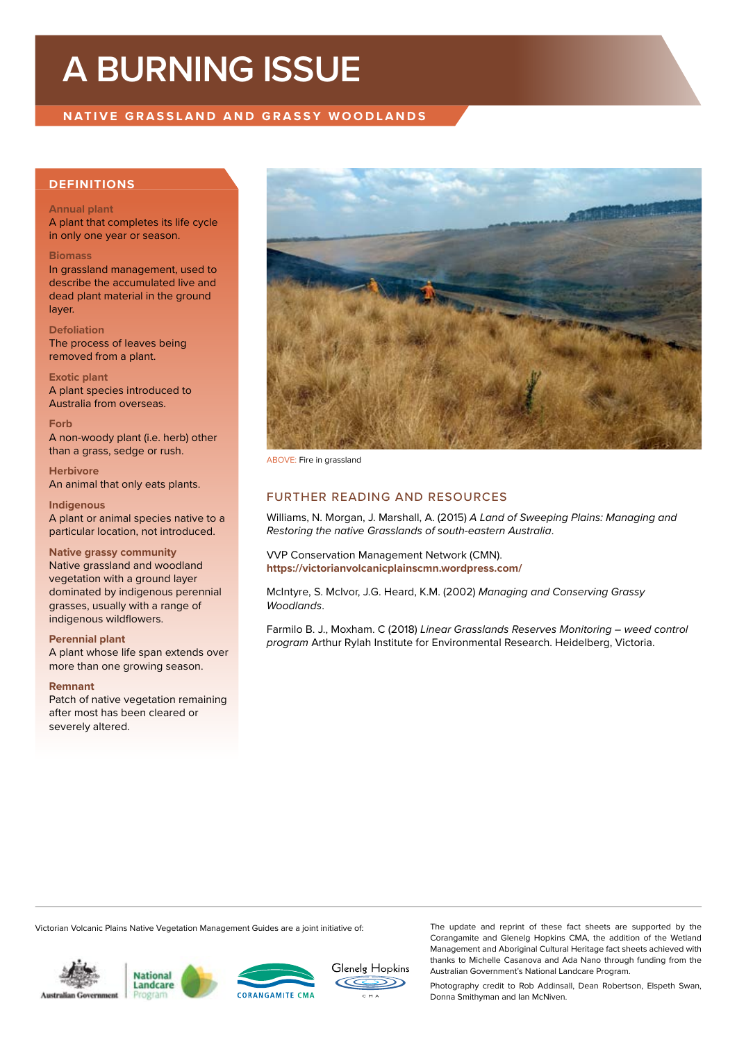# A BURNING ISSUE

## NATIVE GRASSLAND AND GRASSY WOODLANDS

### DEFINITIONS

**Annual plant**
A plant that completes its life cycle in only one year or season.

**Biomass**
In grassland management, used to describe the accumulated live and dead plant material in the ground layer.

**Defoliation**
The process of leaves being removed from a plant.

**Exotic plant**
A plant species introduced to Australia from overseas.

**Forb**
A non-woody plant (i.e. herb) other than a grass, sedge or rush.

**Herbivore**
An animal that only eats plants.

**Indigenous**
A plant or animal species native to a particular location, not introduced.

**Native grassy community**
Native grassland and woodland vegetation with a ground layer dominated by indigenous perennial grasses, usually with a range of indigenous wildflowers.

**Perennial plant**
A plant whose life span extends over more than one growing season.

**Remnant**
Patch of native vegetation remaining after most has been cleared or severely altered.

ABOVE: Fire in grassland

### FURTHER READING AND RESOURCES

Williams, N. Morgan, J. Marshall, A. (2015) *A Land of Sweeping Plains: Managing and Restoring the native Grasslands of south-eastern Australia*.

VVP Conservation Management Network (CMN).
**https://victorianvolcanicplainscmn.wordpress.com/**

McIntyre, S. McIvor, J.G. Heard, K.M. (2002) *Managing and Conserving Grassy Woodlands*.

Farmilo B. J., Moxham. C (2018) *Linear Grasslands Reserves Monitoring – weed control program* Arthur Rylah Institute for Environmental Research. Heidelberg, Victoria.

---

Victorian Volcanic Plains Native Vegetation Management Guides are a joint initiative of:

Australian Government | National Landcare Program | Corangamite CMA | Glenelg Hopkins CMA

The update and reprint of these fact sheets are supported by the Corangamite and Glenelg Hopkins CMA, the addition of the Wetland Management and Aboriginal Cultural Heritage fact sheets achieved with thanks to Michelle Casanova and Ada Nano through funding from the Australian Government's National Landcare Program.

Photography credit to Rob Addinsall, Dean Robertson, Elspeth Swan, Donna Smithyman and Ian McNiven.